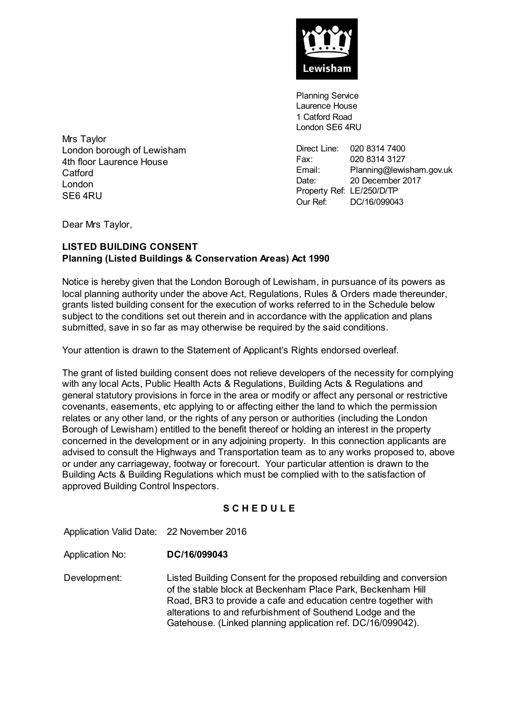Lewisham

Planning Service
Laurence House
1 Catford Road
London SE6 4RU

Mrs Taylor
London borough of Lewisham
4th floor Laurence House
Catford
London
SE6 4RU

Direct Line: 020 8314 7400
Fax: 020 8314 3127
Email: Planning@lewisham.gov.uk
Date: 20 December 2017
Property Ref: LE/250/D/TP
Our Ref: DC/16/099043

Dear Mrs Taylor,

**LISTED BUILDING CONSENT**
**Planning (Listed Buildings & Conservation Areas) Act 1990**

Notice is hereby given that the London Borough of Lewisham, in pursuance of its powers as local planning authority under the above Act, Regulations, Rules & Orders made thereunder, grants listed building consent for the execution of works referred to in the Schedule below subject to the conditions set out therein and in accordance with the application and plans submitted, save in so far as may otherwise be required by the said conditions.

Your attention is drawn to the Statement of Applicant's Rights endorsed overleaf.

The grant of listed building consent does not relieve developers of the necessity for complying with any local Acts, Public Health Acts & Regulations, Building Acts & Regulations and general statutory provisions in force in the area or modify or affect any personal or restrictive covenants, easements, etc applying to or affecting either the land to which the permission relates or any other land, or the rights of any person or authorities (including the London Borough of Lewisham) entitled to the benefit thereof or holding an interest in the property concerned in the development or in any adjoining property. In this connection applicants are advised to consult the Highways and Transportation team as to any works proposed to, above or under any carriageway, footway or forecourt. Your particular attention is drawn to the Building Acts & Building Regulations which must be complied with to the satisfaction of approved Building Control Inspectors.

**S C H E D U L E**

Application Valid Date: 22 November 2016

Application No: **DC/16/099043**

Development: Listed Building Consent for the proposed rebuilding and conversion of the stable block at Beckenham Place Park, Beckenham Hill Road, BR3 to provide a cafe and education centre together with alterations to and refurbishment of Southend Lodge and the Gatehouse. (Linked planning application ref. DC/16/099042).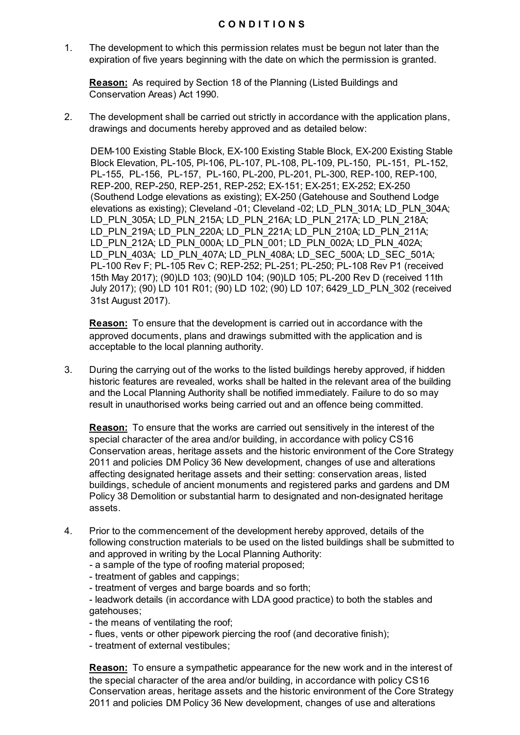## C O N D I T I O N S

1. The development to which this permission relates must be begun not later than the expiration of five years beginning with the date on which the permission is granted.

   **Reason:** As required by Section 18 of the Planning (Listed Buildings and Conservation Areas) Act 1990.

2. The development shall be carried out strictly in accordance with the application plans, drawings and documents hereby approved and as detailed below:

   DEM-100 Existing Stable Block, EX-100 Existing Stable Block, EX-200 Existing Stable Block Elevation, PL-105, Pl-106, PL-107, PL-108, PL-109, PL-150, PL-151, PL-152, PL-155, PL-156, PL-157, PL-160, PL-200, PL-201, PL-300, REP-100, REP-100, REP-200, REP-250, REP-251, REP-252; EX-151; EX-251; EX-252; EX-250 (Southend Lodge elevations as existing); EX-250 (Gatehouse and Southend Lodge elevations as existing); Cleveland -01; Cleveland -02; LD_PLN_301A; LD_PLN_304A; LD_PLN_305A; LD_PLN_215A; LD_PLN_216A; LD_PLN_217A; LD_PLN_218A; LD_PLN_219A; LD_PLN_220A; LD_PLN_221A; LD_PLN_210A; LD_PLN_211A; LD_PLN_212A; LD_PLN_000A; LD_PLN_001; LD_PLN_002A; LD_PLN_402A; LD_PLN_403A; LD_PLN_407A; LD_PLN_408A; LD_SEC_500A; LD_SEC_501A; PL-100 Rev F; PL-105 Rev C; REP-252; PL-251; PL-250; PL-108 Rev P1 (received 15th May 2017); (90)LD 103; (90)LD 104; (90)LD 105; PL-200 Rev D (received 11th July 2017); (90) LD 101 R01; (90) LD 102; (90) LD 107; 6429_LD_PLN_302 (received 31st August 2017).

   **Reason:** To ensure that the development is carried out in accordance with the approved documents, plans and drawings submitted with the application and is acceptable to the local planning authority.

3. During the carrying out of the works to the listed buildings hereby approved, if hidden historic features are revealed, works shall be halted in the relevant area of the building and the Local Planning Authority shall be notified immediately. Failure to do so may result in unauthorised works being carried out and an offence being committed.

   **Reason:** To ensure that the works are carried out sensitively in the interest of the special character of the area and/or building, in accordance with policy CS16 Conservation areas, heritage assets and the historic environment of the Core Strategy 2011 and policies DM Policy 36 New development, changes of use and alterations affecting designated heritage assets and their setting: conservation areas, listed buildings, schedule of ancient monuments and registered parks and gardens and DM Policy 38 Demolition or substantial harm to designated and non-designated heritage assets.

4. Prior to the commencement of the development hereby approved, details of the following construction materials to be used on the listed buildings shall be submitted to and approved in writing by the Local Planning Authority:
   - a sample of the type of roofing material proposed;
   - treatment of gables and cappings;
   - treatment of verges and barge boards and so forth;
   - leadwork details (in accordance with LDA good practice) to both the stables and gatehouses;
   - the means of ventilating the roof;
   - flues, vents or other pipework piercing the roof (and decorative finish);
   - treatment of external vestibules;

   **Reason:** To ensure a sympathetic appearance for the new work and in the interest of the special character of the area and/or building, in accordance with policy CS16 Conservation areas, heritage assets and the historic environment of the Core Strategy 2011 and policies DM Policy 36 New development, changes of use and alterations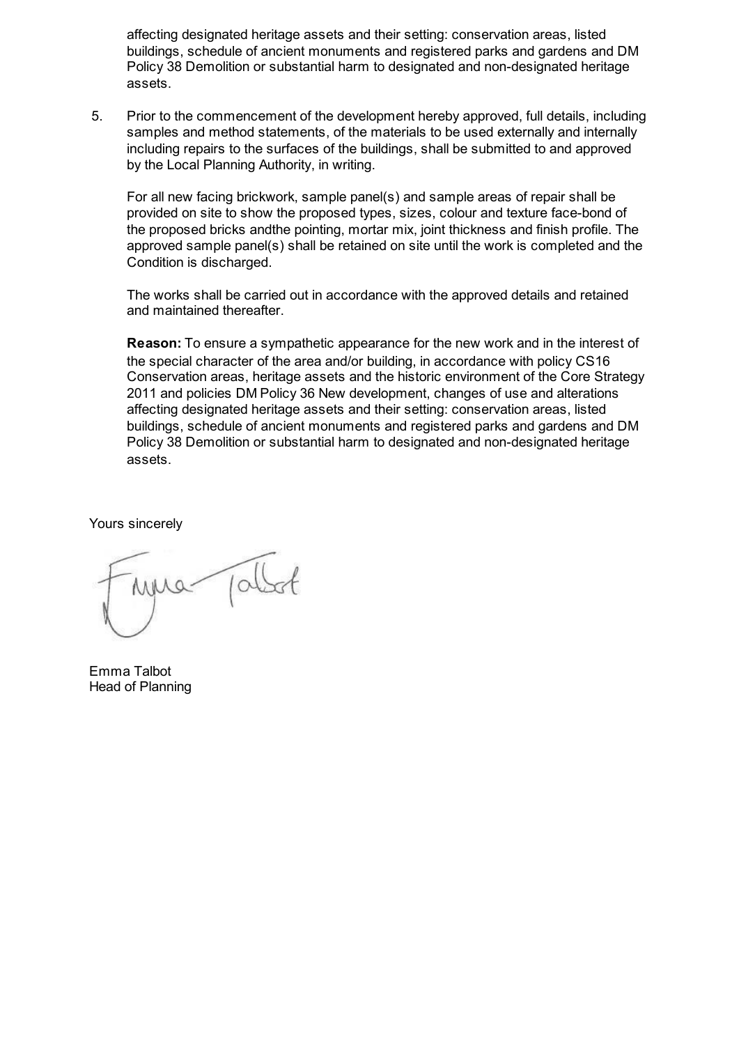affecting designated heritage assets and their setting: conservation areas, listed buildings, schedule of ancient monuments and registered parks and gardens and DM Policy 38 Demolition or substantial harm to designated and non-designated heritage assets.

5. Prior to the commencement of the development hereby approved, full details, including samples and method statements, of the materials to be used externally and internally including repairs to the surfaces of the buildings, shall be submitted to and approved by the Local Planning Authority, in writing.

   For all new facing brickwork, sample panel(s) and sample areas of repair shall be provided on site to show the proposed types, sizes, colour and texture face-bond of the proposed bricks andthe pointing, mortar mix, joint thickness and finish profile. The approved sample panel(s) shall be retained on site until the work is completed and the Condition is discharged.

   The works shall be carried out in accordance with the approved details and retained and maintained thereafter.

   **Reason:** To ensure a sympathetic appearance for the new work and in the interest of the special character of the area and/or building, in accordance with policy CS16 Conservation areas, heritage assets and the historic environment of the Core Strategy 2011 and policies DM Policy 36 New development, changes of use and alterations affecting designated heritage assets and their setting: conservation areas, listed buildings, schedule of ancient monuments and registered parks and gardens and DM Policy 38 Demolition or substantial harm to designated and non-designated heritage assets.

Yours sincerely

Emma Talbot
Head of Planning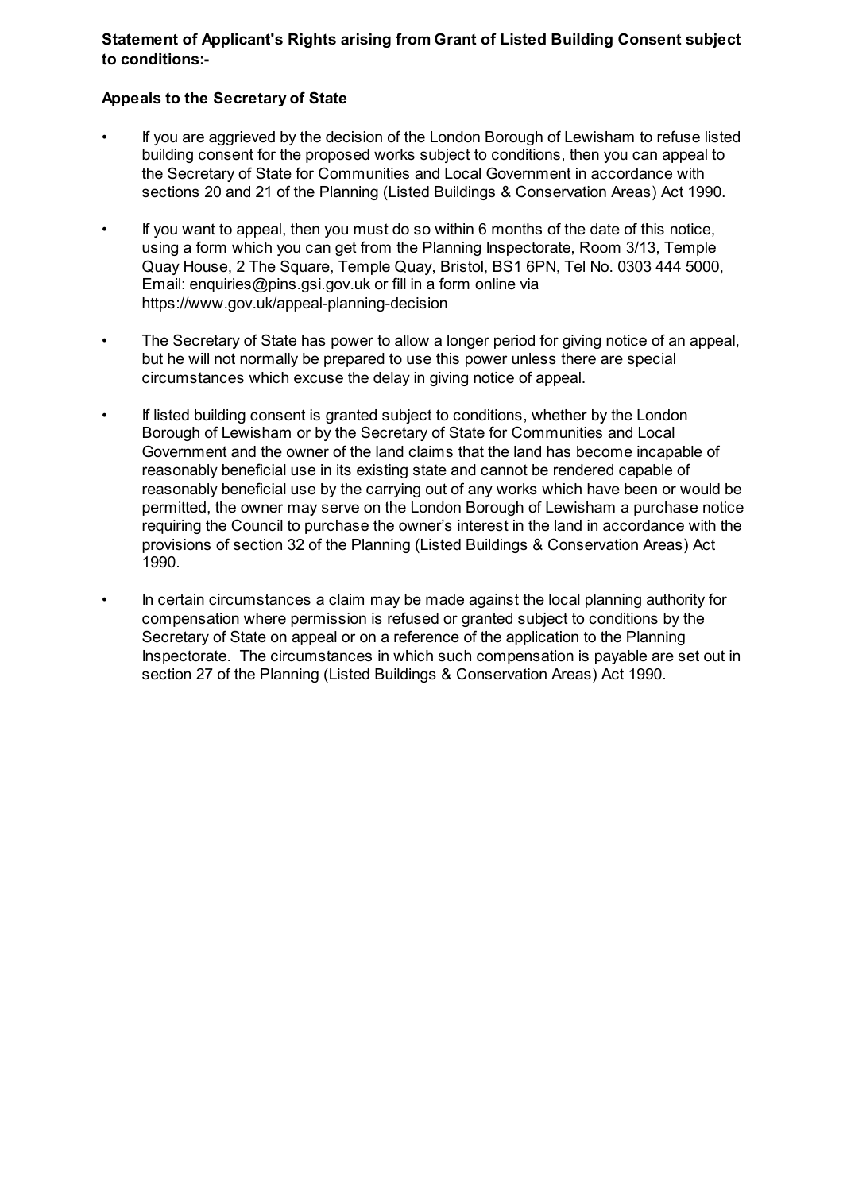**Statement of Applicant's Rights arising from Grant of Listed Building Consent subject to conditions:-**

**Appeals to the Secretary of State**

- If you are aggrieved by the decision of the London Borough of Lewisham to refuse listed building consent for the proposed works subject to conditions, then you can appeal to the Secretary of State for Communities and Local Government in accordance with sections 20 and 21 of the Planning (Listed Buildings & Conservation Areas) Act 1990.

- If you want to appeal, then you must do so within 6 months of the date of this notice, using a form which you can get from the Planning Inspectorate, Room 3/13, Temple Quay House, 2 The Square, Temple Quay, Bristol, BS1 6PN, Tel No. 0303 444 5000, Email: enquiries@pins.gsi.gov.uk or fill in a form online via https://www.gov.uk/appeal-planning-decision

- The Secretary of State has power to allow a longer period for giving notice of an appeal, but he will not normally be prepared to use this power unless there are special circumstances which excuse the delay in giving notice of appeal.

- If listed building consent is granted subject to conditions, whether by the London Borough of Lewisham or by the Secretary of State for Communities and Local Government and the owner of the land claims that the land has become incapable of reasonably beneficial use in its existing state and cannot be rendered capable of reasonably beneficial use by the carrying out of any works which have been or would be permitted, the owner may serve on the London Borough of Lewisham a purchase notice requiring the Council to purchase the owner's interest in the land in accordance with the provisions of section 32 of the Planning (Listed Buildings & Conservation Areas) Act 1990.

- In certain circumstances a claim may be made against the local planning authority for compensation where permission is refused or granted subject to conditions by the Secretary of State on appeal or on a reference of the application to the Planning Inspectorate. The circumstances in which such compensation is payable are set out in section 27 of the Planning (Listed Buildings & Conservation Areas) Act 1990.